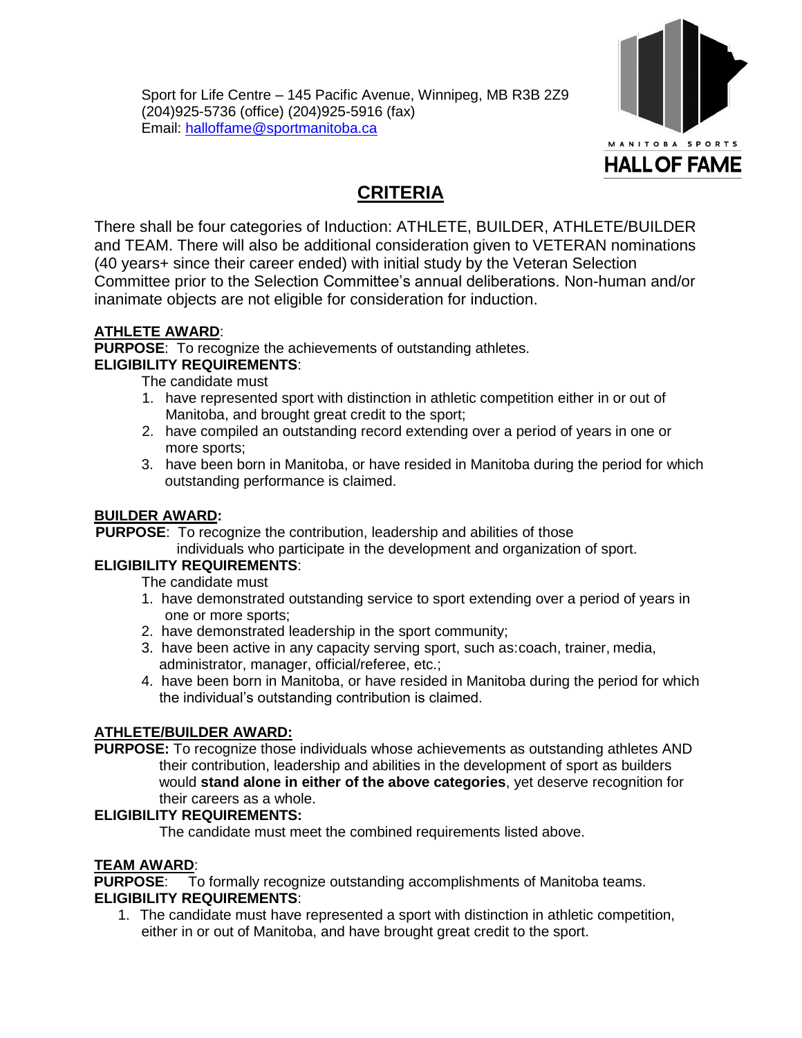Sport for Life Centre – 145 Pacific Avenue, Winnipeg, MB R3B 2Z9
(204)925-5736 (office) (204)925-5916 (fax)
Email: halloffame@sportmanitoba.ca

MANITOBA SPORTS **HALL OF FAME**

# CRITERIA

There shall be four categories of Induction: ATHLETE, BUILDER, ATHLETE/BUILDER and TEAM. There will also be additional consideration given to VETERAN nominations (40 years+ since their career ended) with initial study by the Veteran Selection Committee prior to the Selection Committee's annual deliberations. Non-human and/or inanimate objects are not eligible for consideration for induction.

## ATHLETE AWARD:

**PURPOSE**: To recognize the achievements of outstanding athletes.

**ELIGIBILITY REQUIREMENTS**:

The candidate must

1. have represented sport with distinction in athletic competition either in or out of Manitoba, and brought great credit to the sport;
2. have compiled an outstanding record extending over a period of years in one or more sports;
3. have been born in Manitoba, or have resided in Manitoba during the period for which outstanding performance is claimed.

## BUILDER AWARD:

**PURPOSE**: To recognize the contribution, leadership and abilities of those individuals who participate in the development and organization of sport.

**ELIGIBILITY REQUIREMENTS**:

The candidate must

1. have demonstrated outstanding service to sport extending over a period of years in one or more sports;
2. have demonstrated leadership in the sport community;
3. have been active in any capacity serving sport, such as: coach, trainer, media, administrator, manager, official/referee, etc.;
4. have been born in Manitoba, or have resided in Manitoba during the period for which the individual's outstanding contribution is claimed.

## ATHLETE/BUILDER AWARD:

**PURPOSE:** To recognize those individuals whose achievements as outstanding athletes AND their contribution, leadership and abilities in the development of sport as builders would **stand alone in either of the above categories**, yet deserve recognition for their careers as a whole.

**ELIGIBILITY REQUIREMENTS:**

The candidate must meet the combined requirements listed above.

## TEAM AWARD:

**PURPOSE**: To formally recognize outstanding accomplishments of Manitoba teams.

**ELIGIBILITY REQUIREMENTS**:

1. The candidate must have represented a sport with distinction in athletic competition, either in or out of Manitoba, and have brought great credit to the sport.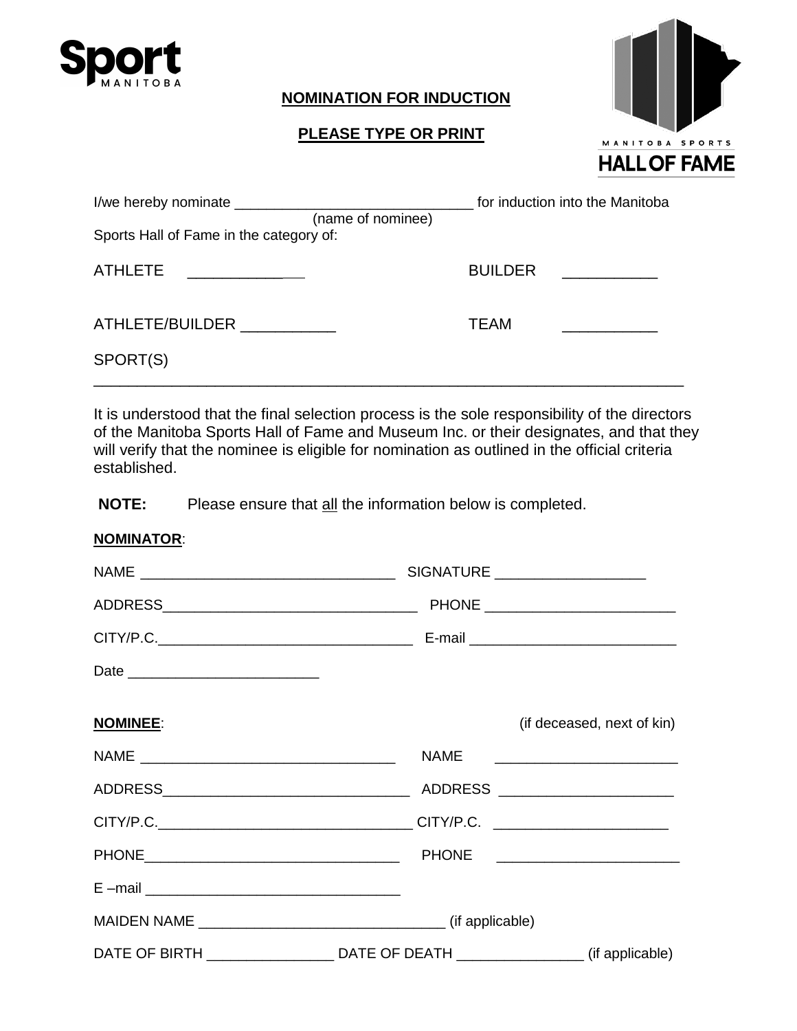**NOMINATION FOR INDUCTION**

**PLEASE TYPE OR PRINT**

I/we hereby nominate ______________________________ for induction into the Manitoba
(name of nominee)
Sports Hall of Fame in the category of:

ATHLETE ___________ BUILDER ___________

ATHLETE/BUILDER ___________ TEAM ___________

SPORT(S)
__________________________________________________________________________

It is understood that the final selection process is the sole responsibility of the directors of the Manitoba Sports Hall of Fame and Museum Inc. or their designates, and that they will verify that the nominee is eligible for nomination as outlined in the official criteria established.

**NOTE:** Please ensure that all the information below is completed.

**NOMINATOR**:

NAME ________________________________ SIGNATURE ___________________

ADDRESS________________________________ PHONE ________________________

CITY/P.C.________________________________ E-mail __________________________

Date ________________________

**NOMINEE**: (if deceased, next of kin)

NAME ________________________________ NAME ______________________

ADDRESS_______________________________ ADDRESS _____________________

CITY/P.C.________________________________ CITY/P.C. _____________________

PHONE________________________________ PHONE _______________________

E –mail ________________________________

MAIDEN NAME _______________________________ (if applicable)

DATE OF BIRTH ________________ DATE OF DEATH ________________ (if applicable)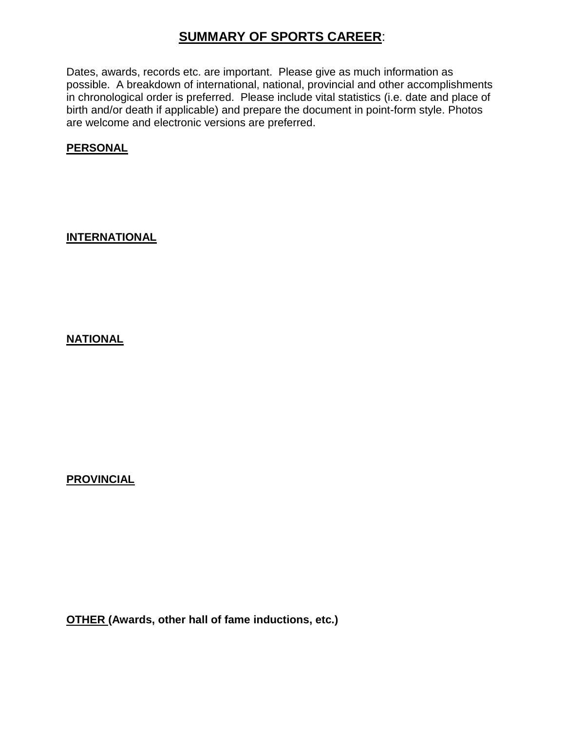# SUMMARY OF SPORTS CAREER:

Dates, awards, records etc. are important. Please give as much information as possible. A breakdown of international, national, provincial and other accomplishments in chronological order is preferred. Please include vital statistics (i.e. date and place of birth and/or death if applicable) and prepare the document in point-form style. Photos are welcome and electronic versions are preferred.

**PERSONAL**

**INTERNATIONAL**

**NATIONAL**

**PROVINCIAL**

**OTHER (Awards, other hall of fame inductions, etc.)**